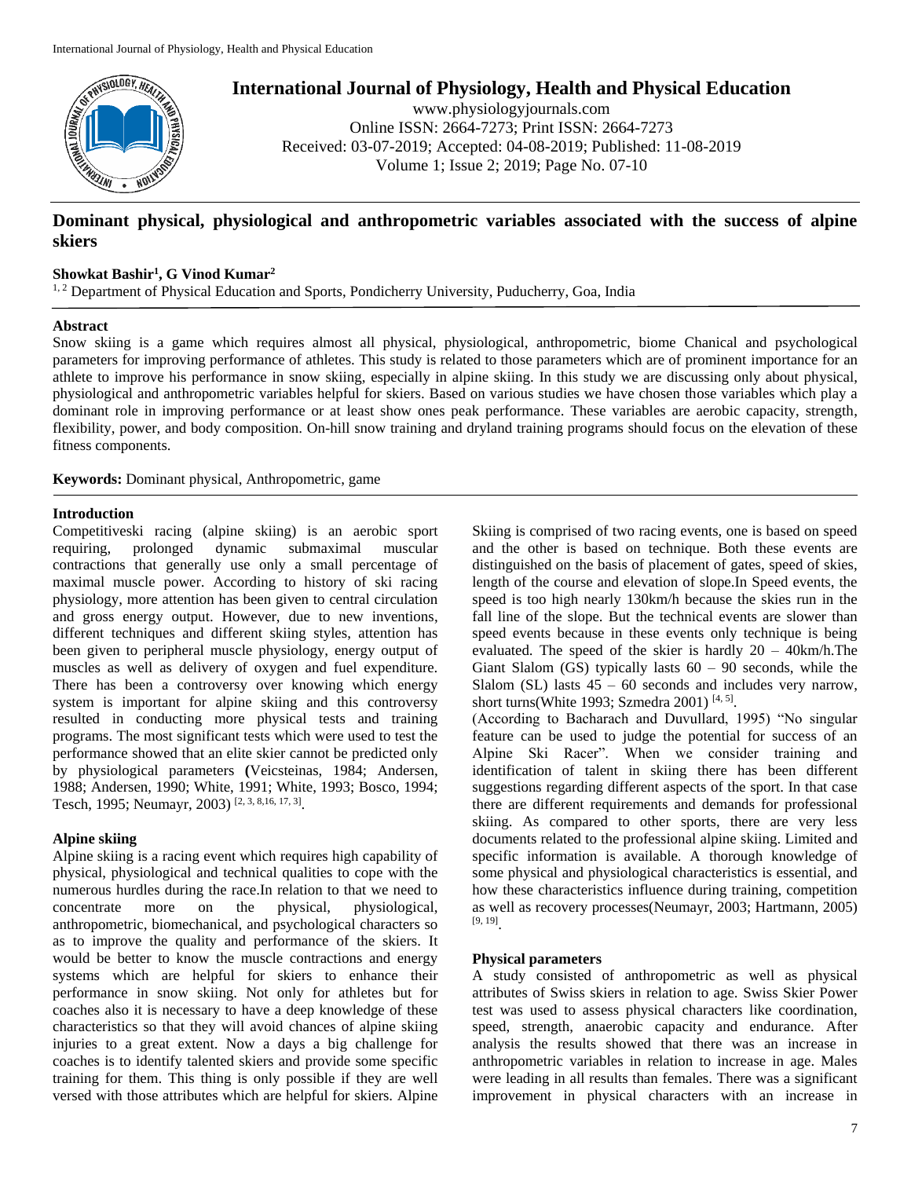# Dominant physical, physiological and anthropometric variables associated with the success of alpine skiers

**Showkat Bashir[1], G Vinod Kumar[2]**

[1, 2] Department of Physical Education and Sports, Pondicherry University, Puducherry, Goa, India

## Abstract

Snow skiing is a game which requires almost all physical, physiological, anthropometric, biome Chanical and psychological parameters for improving performance of athletes. This study is related to those parameters which are of prominent importance for an athlete to improve his performance in snow skiing, especially in alpine skiing. In this study we are discussing only about physical, physiological and anthropometric variables helpful for skiers. Based on various studies we have chosen those variables which play a dominant role in improving performance or at least show ones peak performance. These variables are aerobic capacity, strength, flexibility, power, and body composition. On-hill snow training and dryland training programs should focus on the elevation of these fitness components.

**Keywords:** Dominant physical, Anthropometric, game

## Introduction

Competitiveski racing (alpine skiing) is an aerobic sport requiring, prolonged dynamic submaximal muscular contractions that generally use only a small percentage of maximal muscle power. According to history of ski racing physiology, more attention has been given to central circulation and gross energy output. However, due to new inventions, different techniques and different skiing styles, attention has been given to peripheral muscle physiology, energy output of muscles as well as delivery of oxygen and fuel expenditure. There has been a controversy over knowing which energy system is important for alpine skiing and this controversy resulted in conducting more physical tests and training programs. The most significant tests which were used to test the performance showed that an elite skier cannot be predicted only by physiological parameters **(**Veicsteinas, 1984; Andersen, 1988; Andersen, 1990; White, 1991; White, 1993; Bosco, 1994; Tesch, 1995; Neumayr, 2003) [2, 3, 8,16, 17, 3].

### Alpine skiing

Alpine skiing is a racing event which requires high capability of physical, physiological and technical qualities to cope with the numerous hurdles during the race.In relation to that we need to concentrate more on the physical, physiological, anthropometric, biomechanical, and psychological characters so as to improve the quality and performance of the skiers. It would be better to know the muscle contractions and energy systems which are helpful for skiers to enhance their performance in snow skiing. Not only for athletes but for coaches also it is necessary to have a deep knowledge of these characteristics so that they will avoid chances of alpine skiing injuries to a great extent. Now a days a big challenge for coaches is to identify talented skiers and provide some specific training for them. This thing is only possible if they are well versed with those attributes which are helpful for skiers. Alpine Skiing is comprised of two racing events, one is based on speed and the other is based on technique. Both these events are distinguished on the basis of placement of gates, speed of skies, length of the course and elevation of slope.In Speed events, the speed is too high nearly 130km/h because the skies run in the fall line of the slope. But the technical events are slower than speed events because in these events only technique is being evaluated. The speed of the skier is hardly 20 – 40km/h.The Giant Slalom (GS) typically lasts 60 – 90 seconds, while the Slalom (SL) lasts 45 – 60 seconds and includes very narrow, short turns(White 1993; Szmedra 2001) [4, 5].

(According to Bacharach and Duvullard, 1995) "No singular feature can be used to judge the potential for success of an Alpine Ski Racer". When we consider training and identification of talent in skiing there has been different suggestions regarding different aspects of the sport. In that case there are different requirements and demands for professional skiing. As compared to other sports, there are very less documents related to the professional alpine skiing. Limited and specific information is available. A thorough knowledge of some physical and physiological characteristics is essential, and how these characteristics influence during training, competition as well as recovery processes(Neumayr, 2003; Hartmann, 2005) [9, 19].

### Physical parameters

A study consisted of anthropometric as well as physical attributes of Swiss skiers in relation to age. Swiss Skier Power test was used to assess physical characters like coordination, speed, strength, anaerobic capacity and endurance. After analysis the results showed that there was an increase in anthropometric variables in relation to increase in age. Males were leading in all results than females. There was a significant improvement in physical characters with an increase in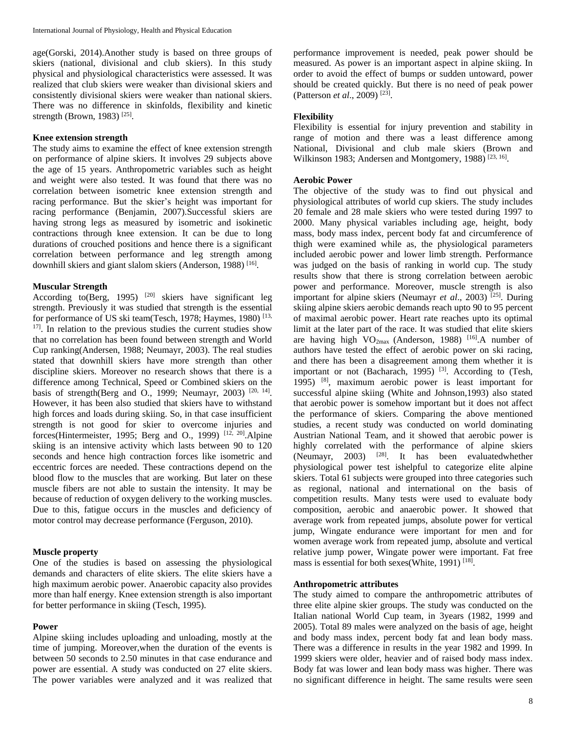age(Gorski, 2014).Another study is based on three groups of skiers (national, divisional and club skiers). In this study physical and physiological characteristics were assessed. It was realized that club skiers were weaker than divisional skiers and consistently divisional skiers were weaker than national skiers. There was no difference in skinfolds, flexibility and kinetic strength (Brown, 1983) [25].

**Knee extension strength**

The study aims to examine the effect of knee extension strength on performance of alpine skiers. It involves 29 subjects above the age of 15 years. Anthropometric variables such as height and weight were also tested. It was found that there was no correlation between isometric knee extension strength and racing performance. But the skier's height was important for racing performance (Benjamin, 2007).Successful skiers are having strong legs as measured by isometric and isokinetic contractions through knee extension. It can be due to long durations of crouched positions and hence there is a significant correlation between performance and leg strength among downhill skiers and giant slalom skiers (Anderson, 1988) [16].

**Muscular Strength**

According to(Berg, 1995) [20] skiers have significant leg strength. Previously it was studied that strength is the essential for performance of US ski team(Tesch, 1978; Haymes, 1980) [13, 17]. In relation to the previous studies the current studies show that no correlation has been found between strength and World Cup ranking(Andersen, 1988; Neumayr, 2003). The real studies stated that downhill skiers have more strength than other discipline skiers. Moreover no research shows that there is a difference among Technical, Speed or Combined skiers on the basis of strength(Berg and O., 1999; Neumayr, 2003) [20, 14]. However, it has been also studied that skiers have to withstand high forces and loads during skiing. So, in that case insufficient strength is not good for skier to overcome injuries and forces(Hintermeister, 1995; Berg and O., 1999) [12, 20].Alpine skiing is an intensive activity which lasts between 90 to 120 seconds and hence high contraction forces like isometric and eccentric forces are needed. These contractions depend on the blood flow to the muscles that are working. But later on these muscle fibers are not able to sustain the intensity. It may be because of reduction of oxygen delivery to the working muscles. Due to this, fatigue occurs in the muscles and deficiency of motor control may decrease performance (Ferguson, 2010).

**Muscle property**

One of the studies is based on assessing the physiological demands and characters of elite skiers. The elite skiers have a high maximum aerobic power. Anaerobic capacity also provides more than half energy. Knee extension strength is also important for better performance in skiing (Tesch, 1995).

**Power**

Alpine skiing includes uploading and unloading, mostly at the time of jumping. Moreover,when the duration of the events is between 50 seconds to 2.50 minutes in that case endurance and power are essential. A study was conducted on 27 elite skiers. The power variables were analyzed and it was realized that performance improvement is needed, peak power should be measured. As power is an important aspect in alpine skiing. In order to avoid the effect of bumps or sudden untoward, power should be created quickly. But there is no need of peak power (Patterson *et al*., 2009) [23].

**Flexibility**

Flexibility is essential for injury prevention and stability in range of motion and there was a least difference among National, Divisional and club male skiers (Brown and Wilkinson 1983; Andersen and Montgomery, 1988) [23, 16].

**Aerobic Power**

The objective of the study was to find out physical and physiological attributes of world cup skiers. The study includes 20 female and 28 male skiers who were tested during 1997 to 2000. Many physical variables including age, height, body mass, body mass index, percent body fat and circumference of thigh were examined while as, the physiological parameters included aerobic power and lower limb strength. Performance was judged on the basis of ranking in world cup. The study results show that there is strong correlation between aerobic power and performance. Moreover, muscle strength is also important for alpine skiers (Neumayr *et al*., 2003) [25]. During skiing alpine skiers aerobic demands reach upto 90 to 95 percent of maximal aerobic power. Heart rate reaches upto its optimal limit at the later part of the race. It was studied that elite skiers are having high $VO_{2max}$ (Anderson, 1988) [16].A number of authors have tested the effect of aerobic power on ski racing, and there has been a disagreement among them whether it is important or not (Bacharach, 1995) [3]. According to (Tesh, 1995) [8], maximum aerobic power is least important for successful alpine skiing (White and Johnson,1993) also stated that aerobic power is somehow important but it does not affect the performance of skiers. Comparing the above mentioned studies, a recent study was conducted on world dominating Austrian National Team, and it showed that aerobic power is highly correlated with the performance of alpine skiers (Neumayr, 2003) [28]. It has been evaluatedwhether physiological power test ishelpful to categorize elite alpine skiers. Total 61 subjects were grouped into three categories such as regional, national and international on the basis of competition results. Many tests were used to evaluate body composition, aerobic and anaerobic power. It showed that average work from repeated jumps, absolute power for vertical jump, Wingate endurance were important for men and for women average work from repeated jump, absolute and vertical relative jump power, Wingate power were important. Fat free mass is essential for both sexes(White, 1991) [18].

**Anthropometric attributes**

The study aimed to compare the anthropometric attributes of three elite alpine skier groups. The study was conducted on the Italian national World Cup team, in 3years (1982, 1999 and 2005). Total 89 males were analyzed on the basis of age, height and body mass index, percent body fat and lean body mass. There was a difference in results in the year 1982 and 1999. In 1999 skiers were older, heavier and of raised body mass index. Body fat was lower and lean body mass was higher. There was no significant difference in height. The same results were seen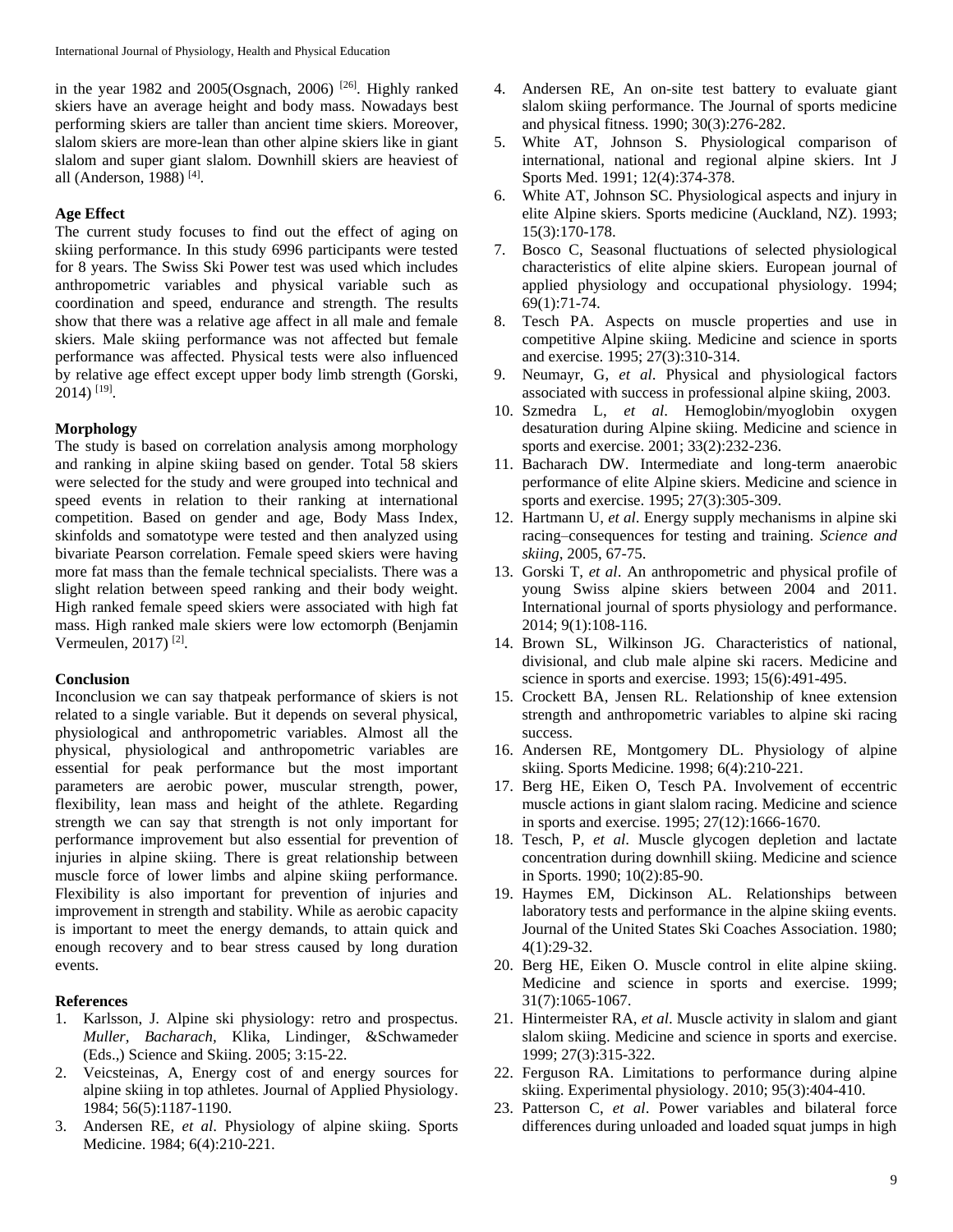in the year 1982 and 2005(Osgnach, 2006) [26]. Highly ranked skiers have an average height and body mass. Nowadays best performing skiers are taller than ancient time skiers. Moreover, slalom skiers are more-lean than other alpine skiers like in giant slalom and super giant slalom. Downhill skiers are heaviest of all (Anderson, 1988) [4].

### Age Effect

The current study focuses to find out the effect of aging on skiing performance. In this study 6996 participants were tested for 8 years. The Swiss Ski Power test was used which includes anthropometric variables and physical variable such as coordination and speed, endurance and strength. The results show that there was a relative age affect in all male and female skiers. Male skiing performance was not affected but female performance was affected. Physical tests were also influenced by relative age effect except upper body limb strength (Gorski, 2014) [19].

### Morphology

The study is based on correlation analysis among morphology and ranking in alpine skiing based on gender. Total 58 skiers were selected for the study and were grouped into technical and speed events in relation to their ranking at international competition. Based on gender and age, Body Mass Index, skinfolds and somatotype were tested and then analyzed using bivariate Pearson correlation. Female speed skiers were having more fat mass than the female technical specialists. There was a slight relation between speed ranking and their body weight. High ranked female speed skiers were associated with high fat mass. High ranked male skiers were low ectomorph (Benjamin Vermeulen, 2017) [2].

### Conclusion

Inconclusion we can say thatpeak performance of skiers is not related to a single variable. But it depends on several physical, physiological and anthropometric variables. Almost all the physical, physiological and anthropometric variables are essential for peak performance but the most important parameters are aerobic power, muscular strength, power, flexibility, lean mass and height of the athlete. Regarding strength we can say that strength is not only important for performance improvement but also essential for prevention of injuries in alpine skiing. There is great relationship between muscle force of lower limbs and alpine skiing performance. Flexibility is also important for prevention of injuries and improvement in strength and stability. While as aerobic capacity is important to meet the energy demands, to attain quick and enough recovery and to bear stress caused by long duration events.

### References

1. Karlsson, J. Alpine ski physiology: retro and prospectus. *Muller, Bacharach,* Klika, Lindinger, &Schwameder (Eds.,) Science and Skiing. 2005; 3:15-22.
2. Veicsteinas, A, Energy cost of and energy sources for alpine skiing in top athletes. Journal of Applied Physiology. 1984; 56(5):1187-1190.
3. Andersen RE, *et al*. Physiology of alpine skiing. Sports Medicine. 1984; 6(4):210-221.
4. Andersen RE, An on-site test battery to evaluate giant slalom skiing performance. The Journal of sports medicine and physical fitness. 1990; 30(3):276-282.
5. White AT, Johnson S. Physiological comparison of international, national and regional alpine skiers. Int J Sports Med. 1991; 12(4):374-378.
6. White AT, Johnson SC. Physiological aspects and injury in elite Alpine skiers. Sports medicine (Auckland, NZ). 1993; 15(3):170-178.
7. Bosco C, Seasonal fluctuations of selected physiological characteristics of elite alpine skiers. European journal of applied physiology and occupational physiology. 1994; 69(1):71-74.
8. Tesch PA. Aspects on muscle properties and use in competitive Alpine skiing. Medicine and science in sports and exercise. 1995; 27(3):310-314.
9. Neumayr, G, *et al*. Physical and physiological factors associated with success in professional alpine skiing, 2003.
10. Szmedra L, *et al*. Hemoglobin/myoglobin oxygen desaturation during Alpine skiing. Medicine and science in sports and exercise. 2001; 33(2):232-236.
11. Bacharach DW. Intermediate and long-term anaerobic performance of elite Alpine skiers. Medicine and science in sports and exercise. 1995; 27(3):305-309.
12. Hartmann U, *et al*. Energy supply mechanisms in alpine ski racing–consequences for testing and training. *Science and skiing*, 2005, 67-75.
13. Gorski T, *et al*. An anthropometric and physical profile of young Swiss alpine skiers between 2004 and 2011. International journal of sports physiology and performance. 2014; 9(1):108-116.
14. Brown SL, Wilkinson JG. Characteristics of national, divisional, and club male alpine ski racers. Medicine and science in sports and exercise. 1993; 15(6):491-495.
15. Crockett BA, Jensen RL. Relationship of knee extension strength and anthropometric variables to alpine ski racing success.
16. Andersen RE, Montgomery DL. Physiology of alpine skiing. Sports Medicine. 1998; 6(4):210-221.
17. Berg HE, Eiken O, Tesch PA. Involvement of eccentric muscle actions in giant slalom racing. Medicine and science in sports and exercise. 1995; 27(12):1666-1670.
18. Tesch, P, *et al*. Muscle glycogen depletion and lactate concentration during downhill skiing. Medicine and science in Sports. 1990; 10(2):85-90.
19. Haymes EM, Dickinson AL. Relationships between laboratory tests and performance in the alpine skiing events. Journal of the United States Ski Coaches Association. 1980; 4(1):29-32.
20. Berg HE, Eiken O. Muscle control in elite alpine skiing. Medicine and science in sports and exercise. 1999; 31(7):1065-1067.
21. Hintermeister RA, *et al*. Muscle activity in slalom and giant slalom skiing. Medicine and science in sports and exercise. 1999; 27(3):315-322.
22. Ferguson RA. Limitations to performance during alpine skiing. Experimental physiology. 2010; 95(3):404-410.
23. Patterson C, *et al*. Power variables and bilateral force differences during unloaded and loaded squat jumps in high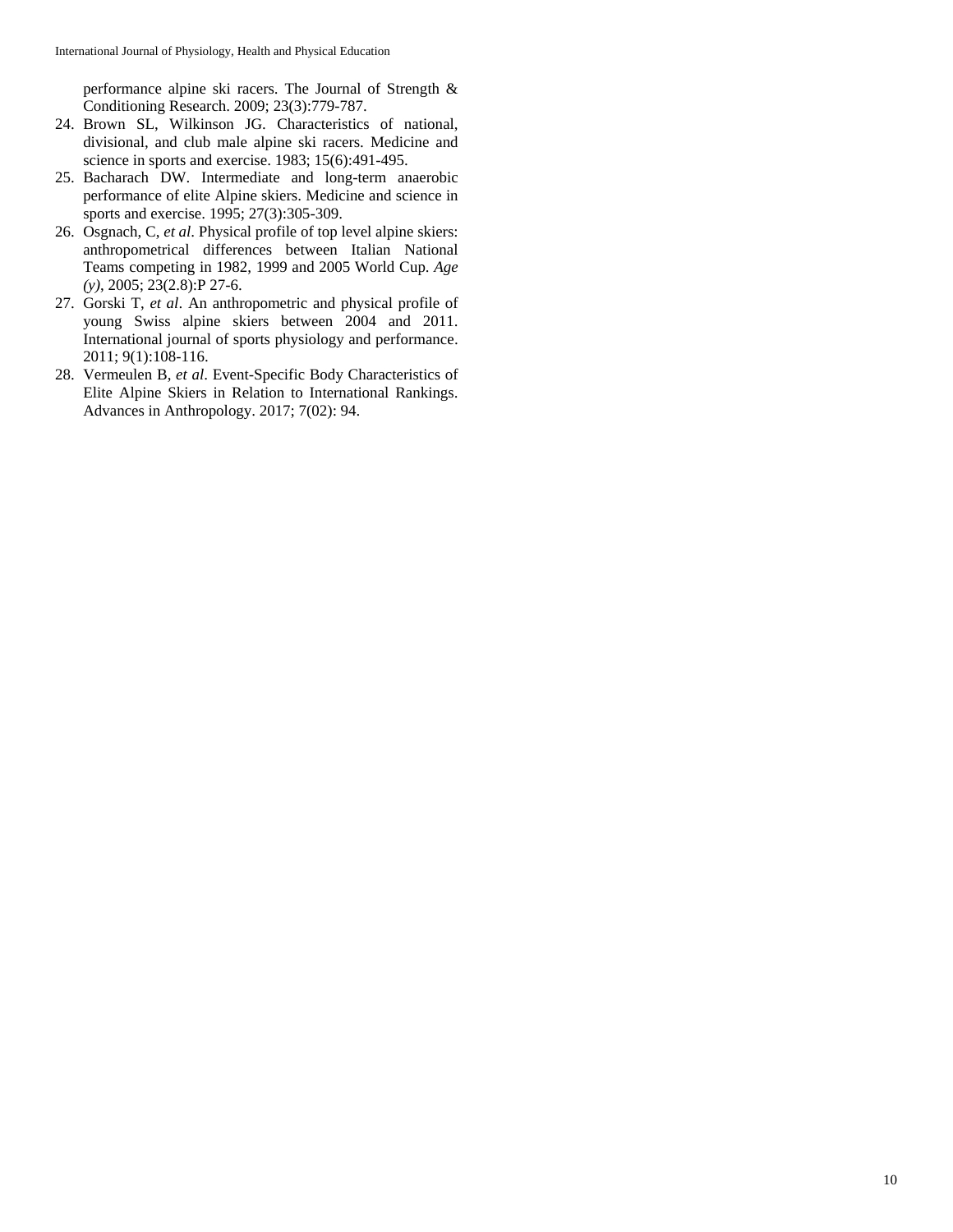performance alpine ski racers. The Journal of Strength & Conditioning Research. 2009; 23(3):779-787.

24. Brown SL, Wilkinson JG. Characteristics of national, divisional, and club male alpine ski racers. Medicine and science in sports and exercise. 1983; 15(6):491-495.
25. Bacharach DW. Intermediate and long-term anaerobic performance of elite Alpine skiers. Medicine and science in sports and exercise. 1995; 27(3):305-309.
26. Osgnach, C, *et al*. Physical profile of top level alpine skiers: anthropometrical differences between Italian National Teams competing in 1982, 1999 and 2005 World Cup. *Age (y)*, 2005; 23(2.8):P 27-6.
27. Gorski T, *et al*. An anthropometric and physical profile of young Swiss alpine skiers between 2004 and 2011. International journal of sports physiology and performance. 2011; 9(1):108-116.
28. Vermeulen B, *et al*. Event-Specific Body Characteristics of Elite Alpine Skiers in Relation to International Rankings. Advances in Anthropology. 2017; 7(02): 94.